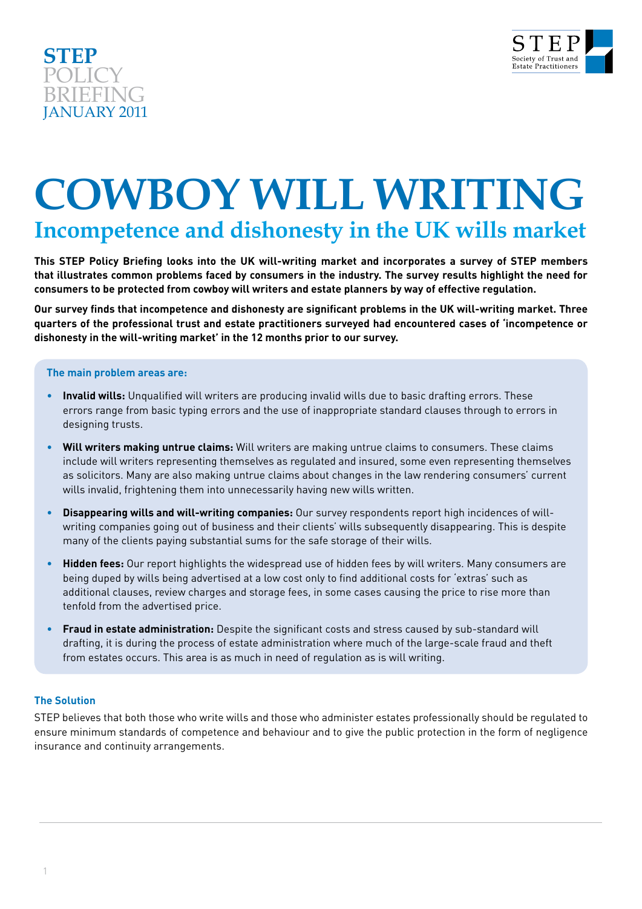STEP POLICY BRIEFING JANUARY 2011

STEP Society of Trust and Estate Practitioners

# COWBOY WILL WRITING

## Incompetence and dishonesty in the UK wills market

**This STEP Policy Briefing looks into the UK will-writing market and incorporates a survey of STEP members that illustrates common problems faced by consumers in the industry. The survey results highlight the need for consumers to be protected from cowboy will writers and estate planners by way of effective regulation.**

**Our survey finds that incompetence and dishonesty are significant problems in the UK will-writing market. Three quarters of the professional trust and estate practitioners surveyed had encountered cases of 'incompetence or dishonesty in the will-writing market' in the 12 months prior to our survey.**

### The main problem areas are:

- **Invalid wills:** Unqualified will writers are producing invalid wills due to basic drafting errors. These errors range from basic typing errors and the use of inappropriate standard clauses through to errors in designing trusts.
- **Will writers making untrue claims:** Will writers are making untrue claims to consumers. These claims include will writers representing themselves as regulated and insured, some even representing themselves as solicitors. Many are also making untrue claims about changes in the law rendering consumers' current wills invalid, frightening them into unnecessarily having new wills written.
- **Disappearing wills and will-writing companies:** Our survey respondents report high incidences of will-writing companies going out of business and their clients' wills subsequently disappearing. This is despite many of the clients paying substantial sums for the safe storage of their wills.
- **Hidden fees:** Our report highlights the widespread use of hidden fees by will writers. Many consumers are being duped by wills being advertised at a low cost only to find additional costs for 'extras' such as additional clauses, review charges and storage fees, in some cases causing the price to rise more than tenfold from the advertised price.
- **Fraud in estate administration:** Despite the significant costs and stress caused by sub-standard will drafting, it is during the process of estate administration where much of the large-scale fraud and theft from estates occurs. This area is as much in need of regulation as is will writing.

### The Solution

STEP believes that both those who write wills and those who administer estates professionally should be regulated to ensure minimum standards of competence and behaviour and to give the public protection in the form of negligence insurance and continuity arrangements.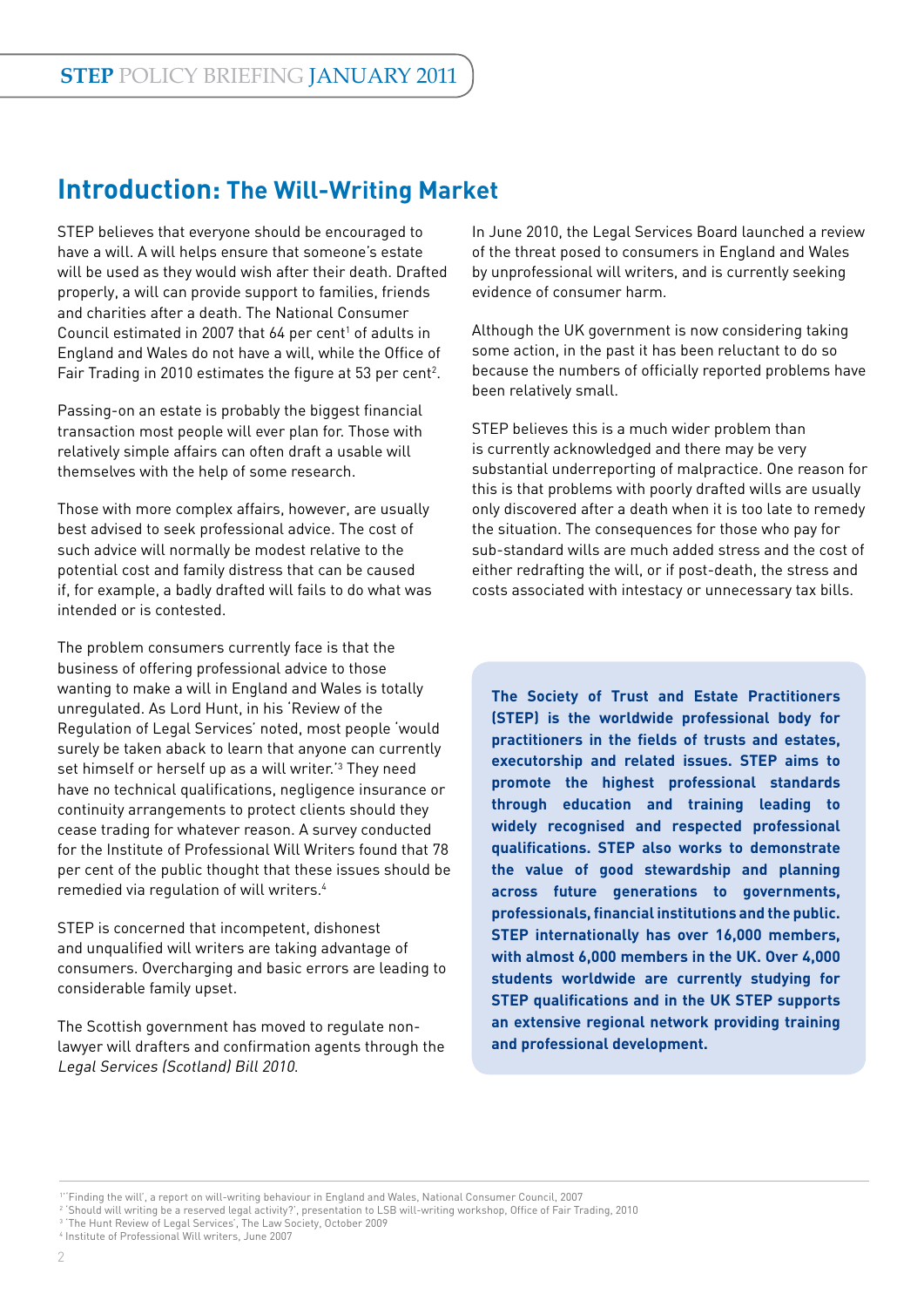## Introduction: The Will-Writing Market

STEP believes that everyone should be encouraged to have a will. A will helps ensure that someone's estate will be used as they would wish after their death. Drafted properly, a will can provide support to families, friends and charities after a death. The National Consumer Council estimated in 2007 that 64 per cent[1] of adults in England and Wales do not have a will, while the Office of Fair Trading in 2010 estimates the figure at 53 per cent[2].

Passing-on an estate is probably the biggest financial transaction most people will ever plan for. Those with relatively simple affairs can often draft a usable will themselves with the help of some research.

Those with more complex affairs, however, are usually best advised to seek professional advice. The cost of such advice will normally be modest relative to the potential cost and family distress that can be caused if, for example, a badly drafted will fails to do what was intended or is contested.

The problem consumers currently face is that the business of offering professional advice to those wanting to make a will in England and Wales is totally unregulated. As Lord Hunt, in his 'Review of the Regulation of Legal Services' noted, most people 'would surely be taken aback to learn that anyone can currently set himself or herself up as a will writer.'[3] They need have no technical qualifications, negligence insurance or continuity arrangements to protect clients should they cease trading for whatever reason. A survey conducted for the Institute of Professional Will Writers found that 78 per cent of the public thought that these issues should be remedied via regulation of will writers.[4]

STEP is concerned that incompetent, dishonest and unqualified will writers are taking advantage of consumers. Overcharging and basic errors are leading to considerable family upset.

The Scottish government has moved to regulate non-lawyer will drafters and confirmation agents through the *Legal Services (Scotland) Bill 2010.*

In June 2010, the Legal Services Board launched a review of the threat posed to consumers in England and Wales by unprofessional will writers, and is currently seeking evidence of consumer harm.

Although the UK government is now considering taking some action, in the past it has been reluctant to do so because the numbers of officially reported problems have been relatively small.

STEP believes this is a much wider problem than is currently acknowledged and there may be very substantial underreporting of malpractice. One reason for this is that problems with poorly drafted wills are usually only discovered after a death when it is too late to remedy the situation. The consequences for those who pay for sub-standard wills are much added stress and the cost of either redrafting the will, or if post-death, the stress and costs associated with intestacy or unnecessary tax bills.

**The Society of Trust and Estate Practitioners (STEP) is the worldwide professional body for practitioners in the fields of trusts and estates, executorship and related issues. STEP aims to promote the highest professional standards through education and training leading to widely recognised and respected professional qualifications. STEP also works to demonstrate the value of good stewardship and planning across future generations to governments, professionals, financial institutions and the public. STEP internationally has over 16,000 members, with almost 6,000 members in the UK. Over 4,000 students worldwide are currently studying for STEP qualifications and in the UK STEP supports an extensive regional network providing training and professional development.**

---

[1] 'Finding the will', a report on will-writing behaviour in England and Wales, National Consumer Council, 2007

[2] 'Should will writing be a reserved legal activity?', presentation to LSB will-writing workshop, Office of Fair Trading, 2010

[3] 'The Hunt Review of Legal Services', The Law Society, October 2009

[4] Institute of Professional Will writers, June 2007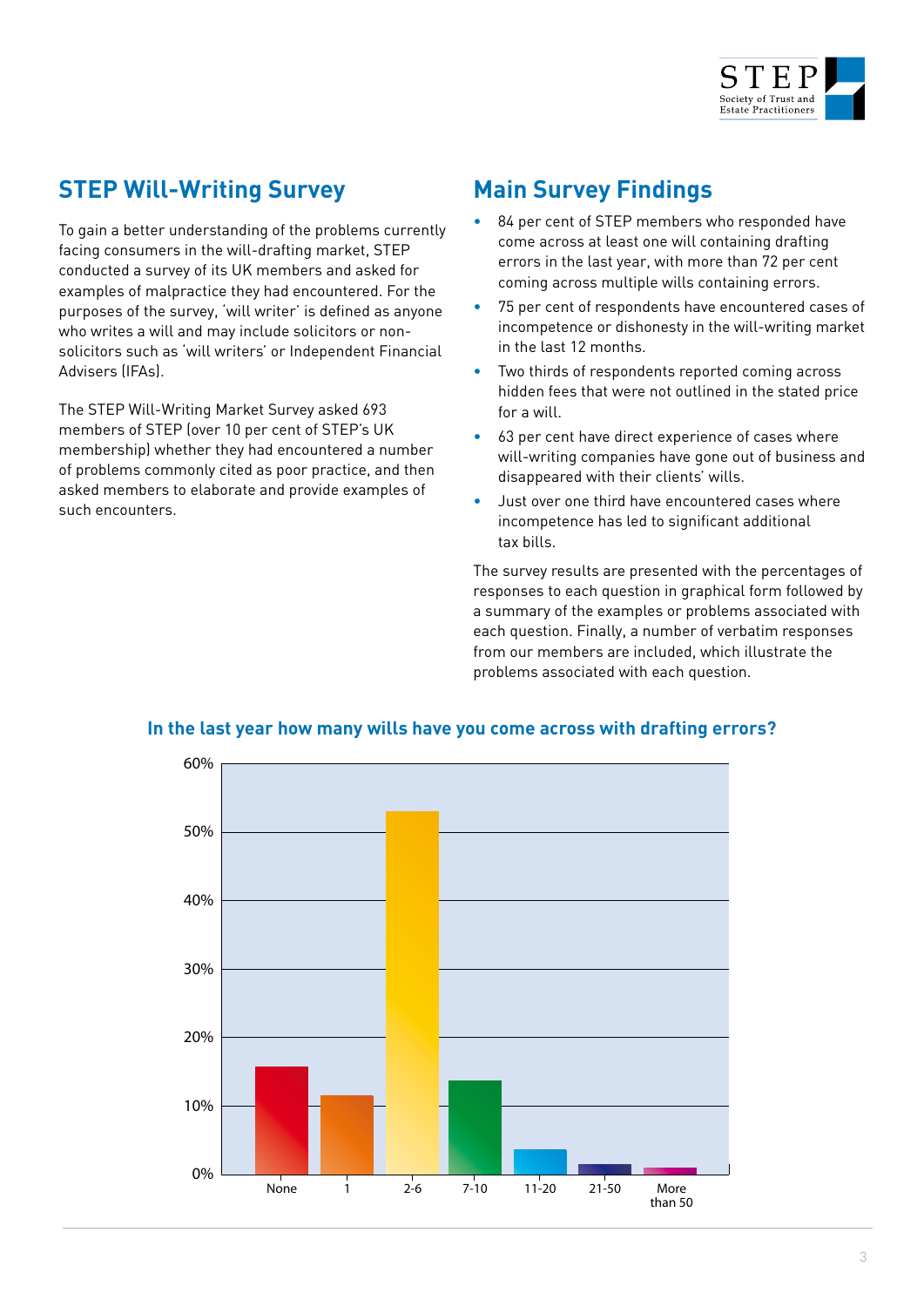## STEP Will-Writing Survey

To gain a better understanding of the problems currently facing consumers in the will-drafting market, STEP conducted a survey of its UK members and asked for examples of malpractice they had encountered. For the purposes of the survey, 'will writer' is defined as anyone who writes a will and may include solicitors or non-solicitors such as 'will writers' or Independent Financial Advisers (IFAs).

The STEP Will-Writing Market Survey asked 693 members of STEP (over 10 per cent of STEP's UK membership) whether they had encountered a number of problems commonly cited as poor practice, and then asked members to elaborate and provide examples of such encounters.

## Main Survey Findings

- 84 per cent of STEP members who responded have come across at least one will containing drafting errors in the last year, with more than 72 per cent coming across multiple wills containing errors.
- 75 per cent of respondents have encountered cases of incompetence or dishonesty in the will-writing market in the last 12 months.
- Two thirds of respondents reported coming across hidden fees that were not outlined in the stated price for a will.
- 63 per cent have direct experience of cases where will-writing companies have gone out of business and disappeared with their clients' wills.
- Just over one third have encountered cases where incompetence has led to significant additional tax bills.

The survey results are presented with the percentages of responses to each question in graphical form followed by a summary of the examples or problems associated with each question. Finally, a number of verbatim responses from our members are included, which illustrate the problems associated with each question.

### In the last year how many wills have you come across with drafting errors?

| Number of wills | Approx. % of responses |
|---|---|
| None | ~16% |
| 1 | ~11.5% |
| 2-6 | ~53% |
| 7-10 | ~13.5% |
| 11-20 | ~3.5% |
| 21-50 | ~1.5% |
| More than 50 | ~1% |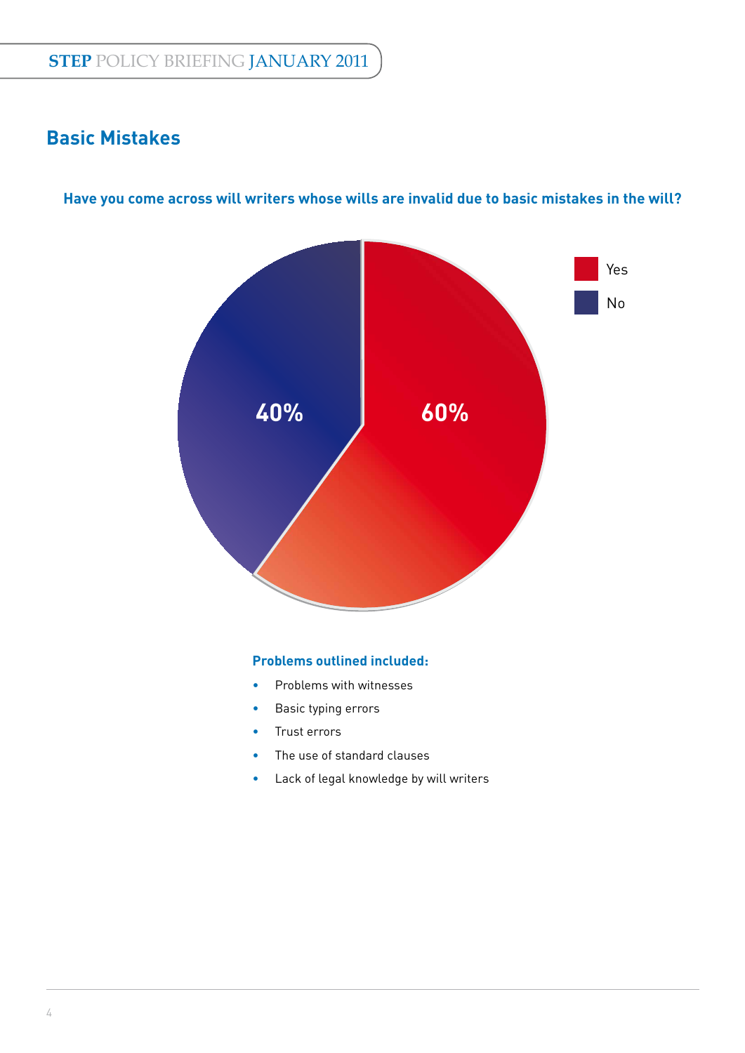## Basic Mistakes

**Have you come across will writers whose wills are invalid due to basic mistakes in the will?**

| Response | Percentage |
| --- | --- |
| Yes | 60% |
| No | 40% |

**Problems outlined included:**

- Problems with witnesses
- Basic typing errors
- Trust errors
- The use of standard clauses
- Lack of legal knowledge by will writers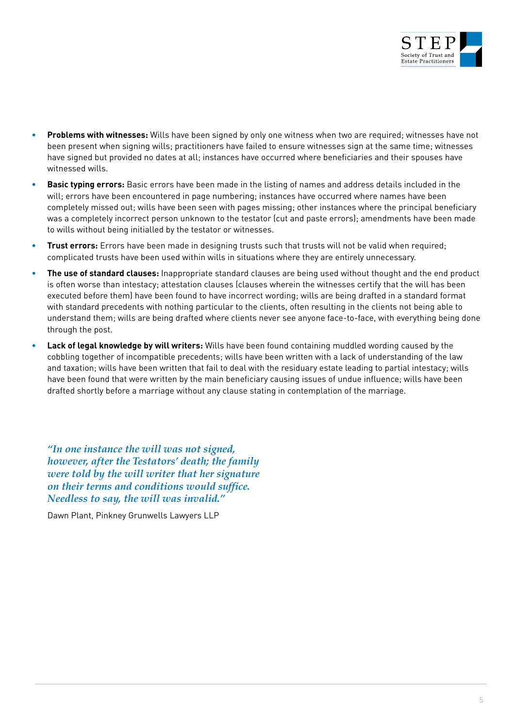- **Problems with witnesses:** Wills have been signed by only one witness when two are required; witnesses have not been present when signing wills; practitioners have failed to ensure witnesses sign at the same time; witnesses have signed but provided no dates at all; instances have occurred where beneficiaries and their spouses have witnessed wills.
- **Basic typing errors:** Basic errors have been made in the listing of names and address details included in the will; errors have been encountered in page numbering; instances have occurred where names have been completely missed out; wills have been seen with pages missing; other instances where the principal beneficiary was a completely incorrect person unknown to the testator (cut and paste errors); amendments have been made to wills without being initialled by the testator or witnesses.
- **Trust errors:** Errors have been made in designing trusts such that trusts will not be valid when required; complicated trusts have been used within wills in situations where they are entirely unnecessary.
- **The use of standard clauses:** Inappropriate standard clauses are being used without thought and the end product is often worse than intestacy; attestation clauses (clauses wherein the witnesses certify that the will has been executed before them) have been found to have incorrect wording; wills are being drafted in a standard format with standard precedents with nothing particular to the clients, often resulting in the clients not being able to understand them; wills are being drafted where clients never see anyone face-to-face, with everything being done through the post.
- **Lack of legal knowledge by will writers:** Wills have been found containing muddled wording caused by the cobbling together of incompatible precedents; wills have been written with a lack of understanding of the law and taxation; wills have been written that fail to deal with the residuary estate leading to partial intestacy; wills have been found that were written by the main beneficiary causing issues of undue influence; wills have been drafted shortly before a marriage without any clause stating in contemplation of the marriage.

*"In one instance the will was not signed, however, after the Testators' death; the family were told by the will writer that her signature on their terms and conditions would suffice. Needless to say, the will was invalid."*

Dawn Plant, Pinkney Grunwells Lawyers LLP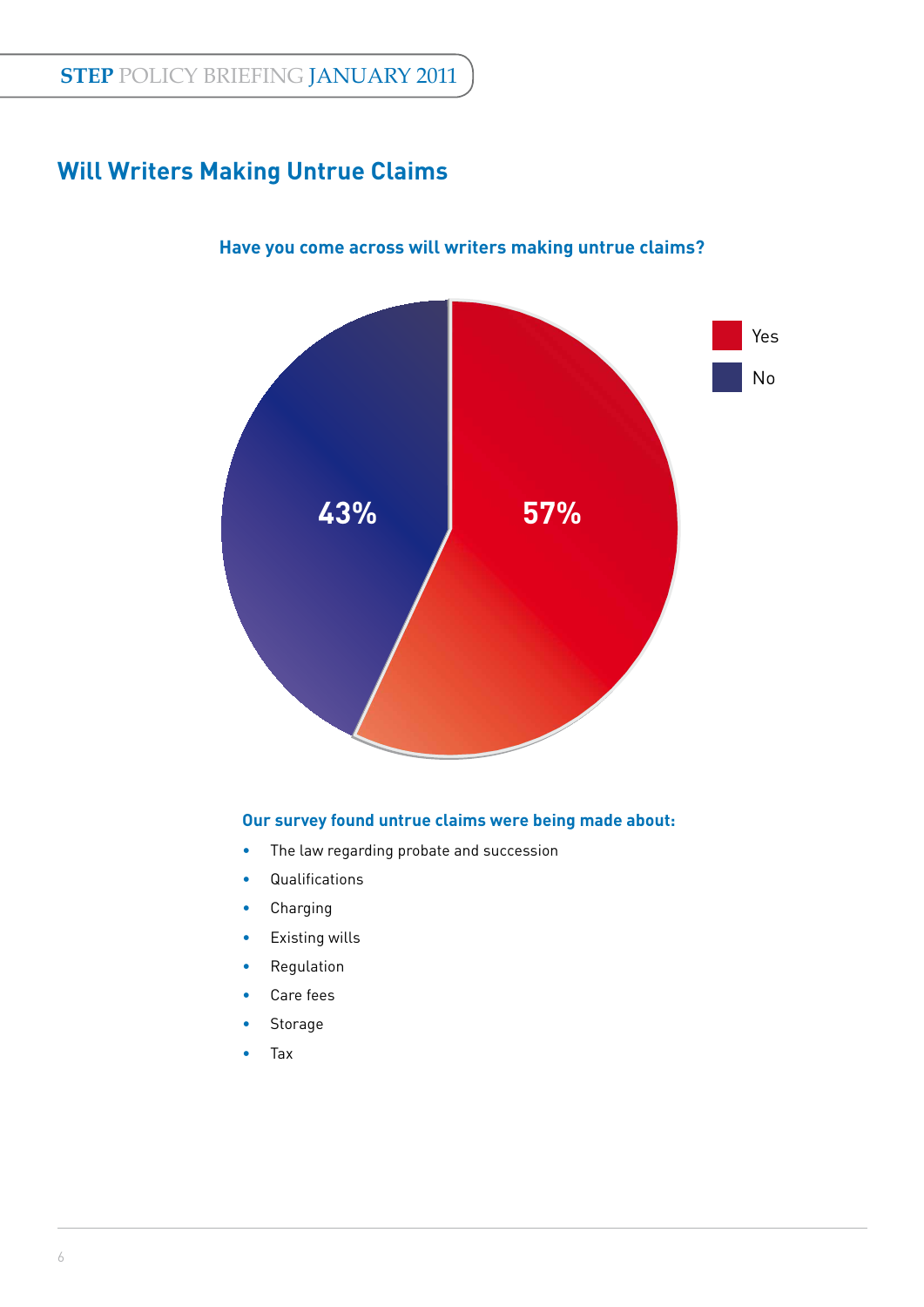## Will Writers Making Untrue Claims

**Have you come across will writers making untrue claims?**

| Response | Percentage |
|---|---|
| Yes | 57% |
| No | 43% |

**Our survey found untrue claims were being made about:**

- The law regarding probate and succession
- Qualifications
- Charging
- Existing wills
- Regulation
- Care fees
- Storage
- Tax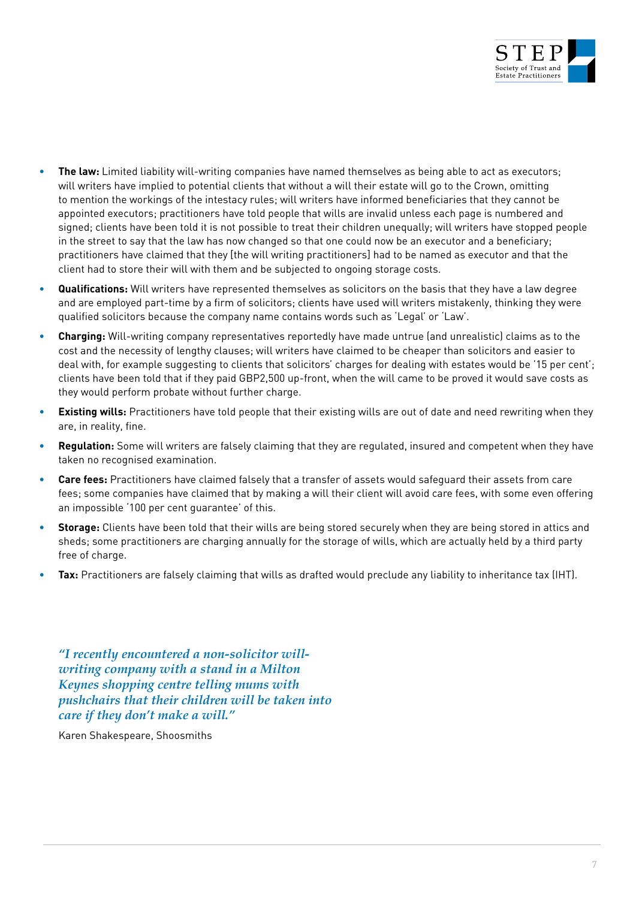- **The law:** Limited liability will-writing companies have named themselves as being able to act as executors; will writers have implied to potential clients that without a will their estate will go to the Crown, omitting to mention the workings of the intestacy rules; will writers have informed beneficiaries that they cannot be appointed executors; practitioners have told people that wills are invalid unless each page is numbered and signed; clients have been told it is not possible to treat their children unequally; will writers have stopped people in the street to say that the law has now changed so that one could now be an executor and a beneficiary; practitioners have claimed that they [the will writing practitioners] had to be named as executor and that the client had to store their will with them and be subjected to ongoing storage costs.
- **Qualifications:** Will writers have represented themselves as solicitors on the basis that they have a law degree and are employed part-time by a firm of solicitors; clients have used will writers mistakenly, thinking they were qualified solicitors because the company name contains words such as 'Legal' or 'Law'.
- **Charging:** Will-writing company representatives reportedly have made untrue (and unrealistic) claims as to the cost and the necessity of lengthy clauses; will writers have claimed to be cheaper than solicitors and easier to deal with, for example suggesting to clients that solicitors' charges for dealing with estates would be '15 per cent'; clients have been told that if they paid GBP2,500 up-front, when the will came to be proved it would save costs as they would perform probate without further charge.
- **Existing wills:** Practitioners have told people that their existing wills are out of date and need rewriting when they are, in reality, fine.
- **Regulation:** Some will writers are falsely claiming that they are regulated, insured and competent when they have taken no recognised examination.
- **Care fees:** Practitioners have claimed falsely that a transfer of assets would safeguard their assets from care fees; some companies have claimed that by making a will their client will avoid care fees, with some even offering an impossible '100 per cent guarantee' of this.
- **Storage:** Clients have been told that their wills are being stored securely when they are being stored in attics and sheds; some practitioners are charging annually for the storage of wills, which are actually held by a third party free of charge.
- **Tax:** Practitioners are falsely claiming that wills as drafted would preclude any liability to inheritance tax (IHT).

*"I recently encountered a non-solicitor will-writing company with a stand in a Milton Keynes shopping centre telling mums with pushchairs that their children will be taken into care if they don't make a will."*

Karen Shakespeare, Shoosmiths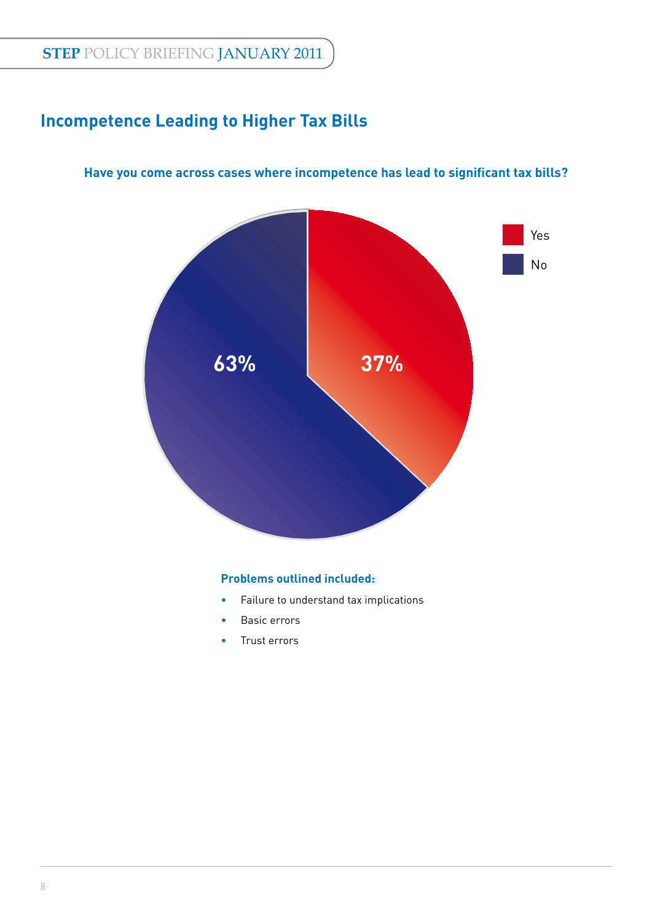## Incompetence Leading to Higher Tax Bills

**Have you come across cases where incompetence has lead to significant tax bills?**

| Response | Percentage |
|---|---|
| Yes | 37% |
| No | 63% |

**Problems outlined included:**

- Failure to understand tax implications
- Basic errors
- Trust errors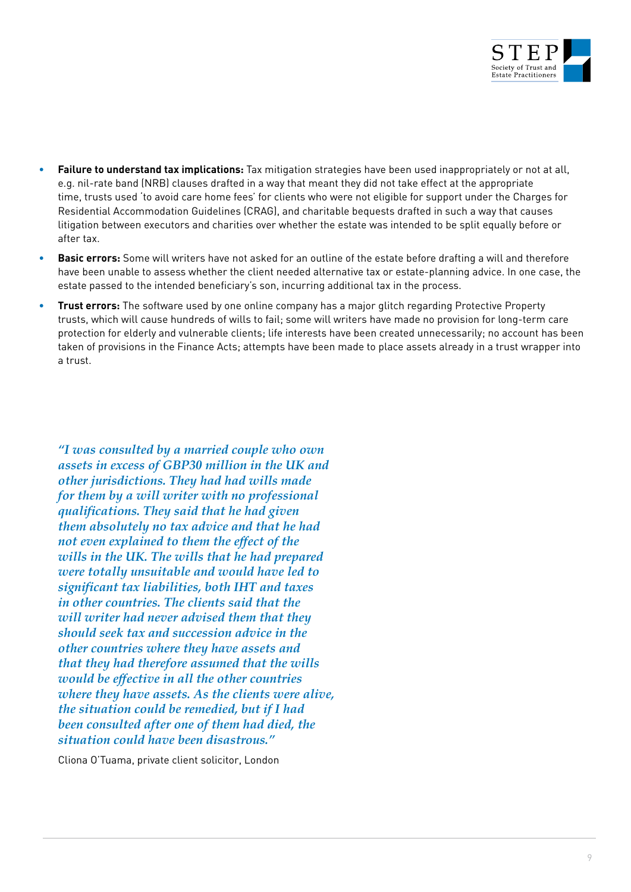- **Failure to understand tax implications:** Tax mitigation strategies have been used inappropriately or not at all, e.g. nil-rate band (NRB) clauses drafted in a way that meant they did not take effect at the appropriate time, trusts used 'to avoid care home fees' for clients who were not eligible for support under the Charges for Residential Accommodation Guidelines (CRAG), and charitable bequests drafted in such a way that causes litigation between executors and charities over whether the estate was intended to be split equally before or after tax.
- **Basic errors:** Some will writers have not asked for an outline of the estate before drafting a will and therefore have been unable to assess whether the client needed alternative tax or estate-planning advice. In one case, the estate passed to the intended beneficiary's son, incurring additional tax in the process.
- **Trust errors:** The software used by one online company has a major glitch regarding Protective Property trusts, which will cause hundreds of wills to fail; some will writers have made no provision for long-term care protection for elderly and vulnerable clients; life interests have been created unnecessarily; no account has been taken of provisions in the Finance Acts; attempts have been made to place assets already in a trust wrapper into a trust.

*"I was consulted by a married couple who own assets in excess of GBP30 million in the UK and other jurisdictions. They had had wills made for them by a will writer with no professional qualifications. They said that he had given them absolutely no tax advice and that he had not even explained to them the effect of the wills in the UK. The wills that he had prepared were totally unsuitable and would have led to significant tax liabilities, both IHT and taxes in other countries. The clients said that the will writer had never advised them that they should seek tax and succession advice in the other countries where they have assets and that they had therefore assumed that the wills would be effective in all the other countries where they have assets. As the clients were alive, the situation could be remedied, but if I had been consulted after one of them had died, the situation could have been disastrous."*

Cliona O'Tuama, private client solicitor, London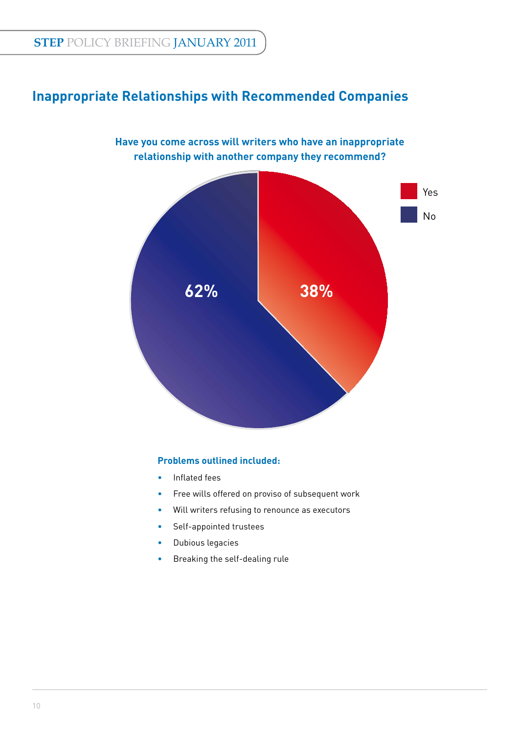## Inappropriate Relationships with Recommended Companies

**Have you come across will writers who have an inappropriate relationship with another company they recommend?**

| Response | Percentage |
|---|---|
| Yes | 38% |
| No | 62% |

**Problems outlined included:**

- Inflated fees
- Free wills offered on proviso of subsequent work
- Will writers refusing to renounce as executors
- Self-appointed trustees
- Dubious legacies
- Breaking the self-dealing rule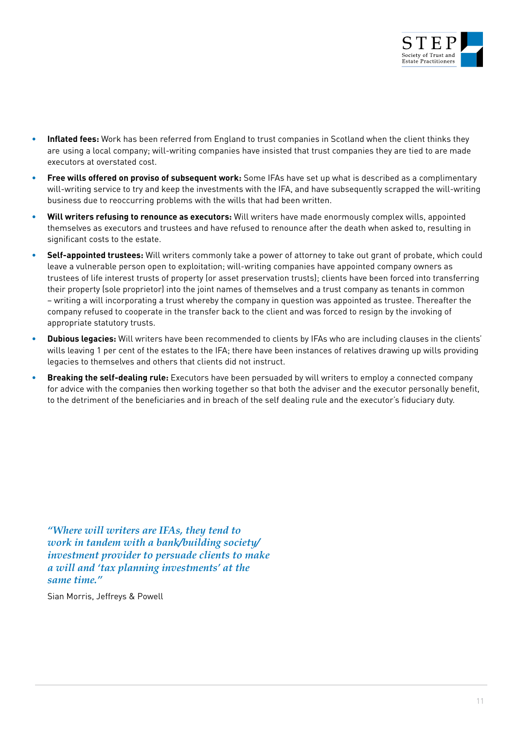- **Inflated fees:** Work has been referred from England to trust companies in Scotland when the client thinks they are using a local company; will-writing companies have insisted that trust companies they are tied to are made executors at overstated cost.
- **Free wills offered on proviso of subsequent work:** Some IFAs have set up what is described as a complimentary will-writing service to try and keep the investments with the IFA, and have subsequently scrapped the will-writing business due to reoccurring problems with the wills that had been written.
- **Will writers refusing to renounce as executors:** Will writers have made enormously complex wills, appointed themselves as executors and trustees and have refused to renounce after the death when asked to, resulting in significant costs to the estate.
- **Self-appointed trustees:** Will writers commonly take a power of attorney to take out grant of probate, which could leave a vulnerable person open to exploitation; will-writing companies have appointed company owners as trustees of life interest trusts of property (or asset preservation trusts); clients have been forced into transferring their property (sole proprietor) into the joint names of themselves and a trust company as tenants in common – writing a will incorporating a trust whereby the company in question was appointed as trustee. Thereafter the company refused to cooperate in the transfer back to the client and was forced to resign by the invoking of appropriate statutory trusts.
- **Dubious legacies:** Will writers have been recommended to clients by IFAs who are including clauses in the clients' wills leaving 1 per cent of the estates to the IFA; there have been instances of relatives drawing up wills providing legacies to themselves and others that clients did not instruct.
- **Breaking the self-dealing rule:** Executors have been persuaded by will writers to employ a connected company for advice with the companies then working together so that both the adviser and the executor personally benefit, to the detriment of the beneficiaries and in breach of the self dealing rule and the executor's fiduciary duty.

> *"Where will writers are IFAs, they tend to work in tandem with a bank/building society/ investment provider to persuade clients to make a will and 'tax planning investments' at the same time."*
>
> Sian Morris, Jeffreys & Powell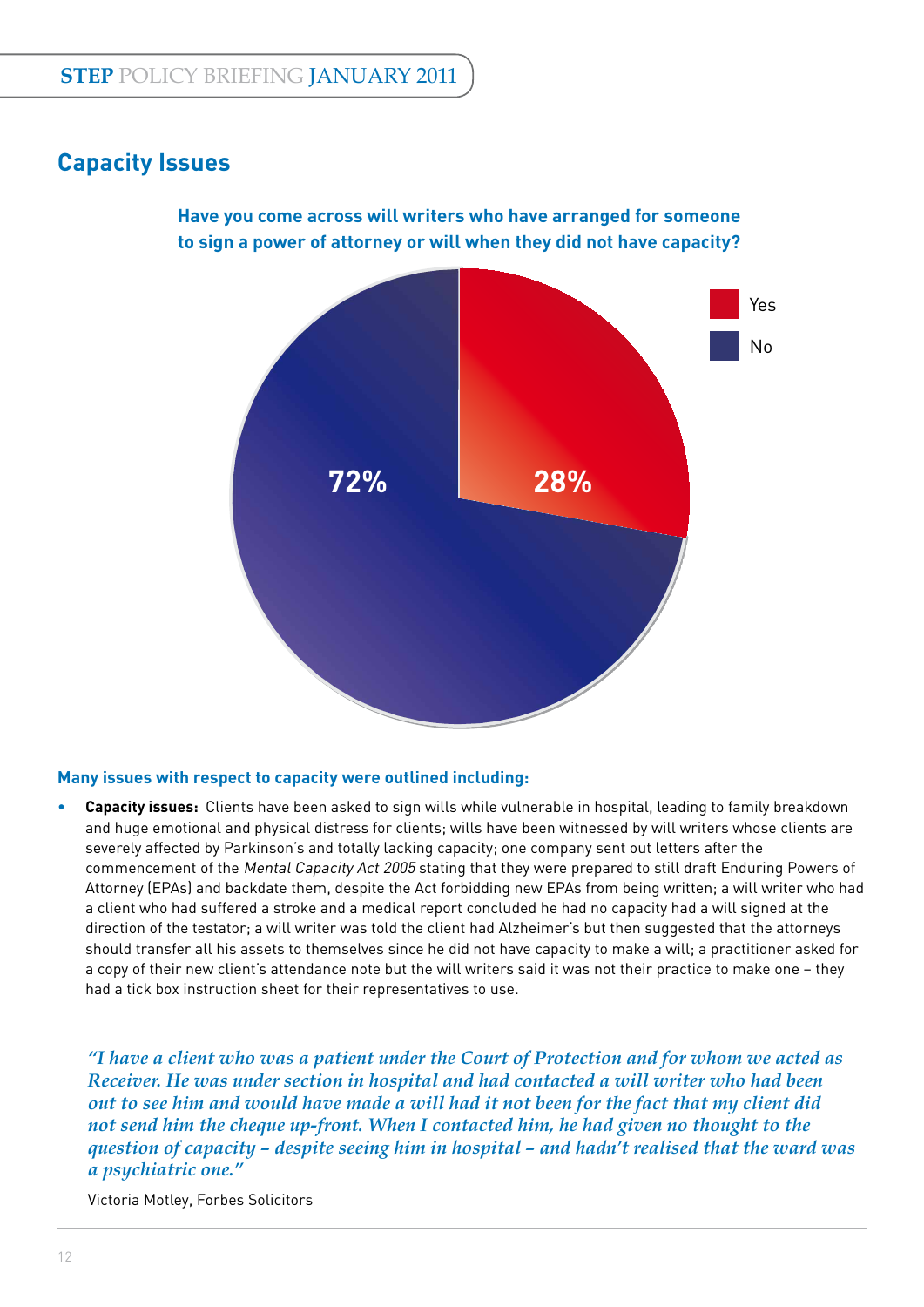## Capacity Issues

**Have you come across will writers who have arranged for someone to sign a power of attorney or will when they did not have capacity?**

| Response | Percentage |
|---|---|
| Yes | 28% |
| No | 72% |

**Many issues with respect to capacity were outlined including:**

- **Capacity issues:** Clients have been asked to sign wills while vulnerable in hospital, leading to family breakdown and huge emotional and physical distress for clients; wills have been witnessed by will writers whose clients are severely affected by Parkinson's and totally lacking capacity; one company sent out letters after the commencement of the *Mental Capacity Act 2005* stating that they were prepared to still draft Enduring Powers of Attorney (EPAs) and backdate them, despite the Act forbidding new EPAs from being written; a will writer who had a client who had suffered a stroke and a medical report concluded he had no capacity had a will signed at the direction of the testator; a will writer was told the client had Alzheimer's but then suggested that the attorneys should transfer all his assets to themselves since he did not have capacity to make a will; a practitioner asked for a copy of their new client's attendance note but the will writers said it was not their practice to make one – they had a tick box instruction sheet for their representatives to use.

> *"I have a client who was a patient under the Court of Protection and for whom we acted as Receiver. He was under section in hospital and had contacted a will writer who had been out to see him and would have made a will had it not been for the fact that my client did not send him the cheque up-front. When I contacted him, he had given no thought to the question of capacity – despite seeing him in hospital – and hadn't realised that the ward was a psychiatric one."*
>
> Victoria Motley, Forbes Solicitors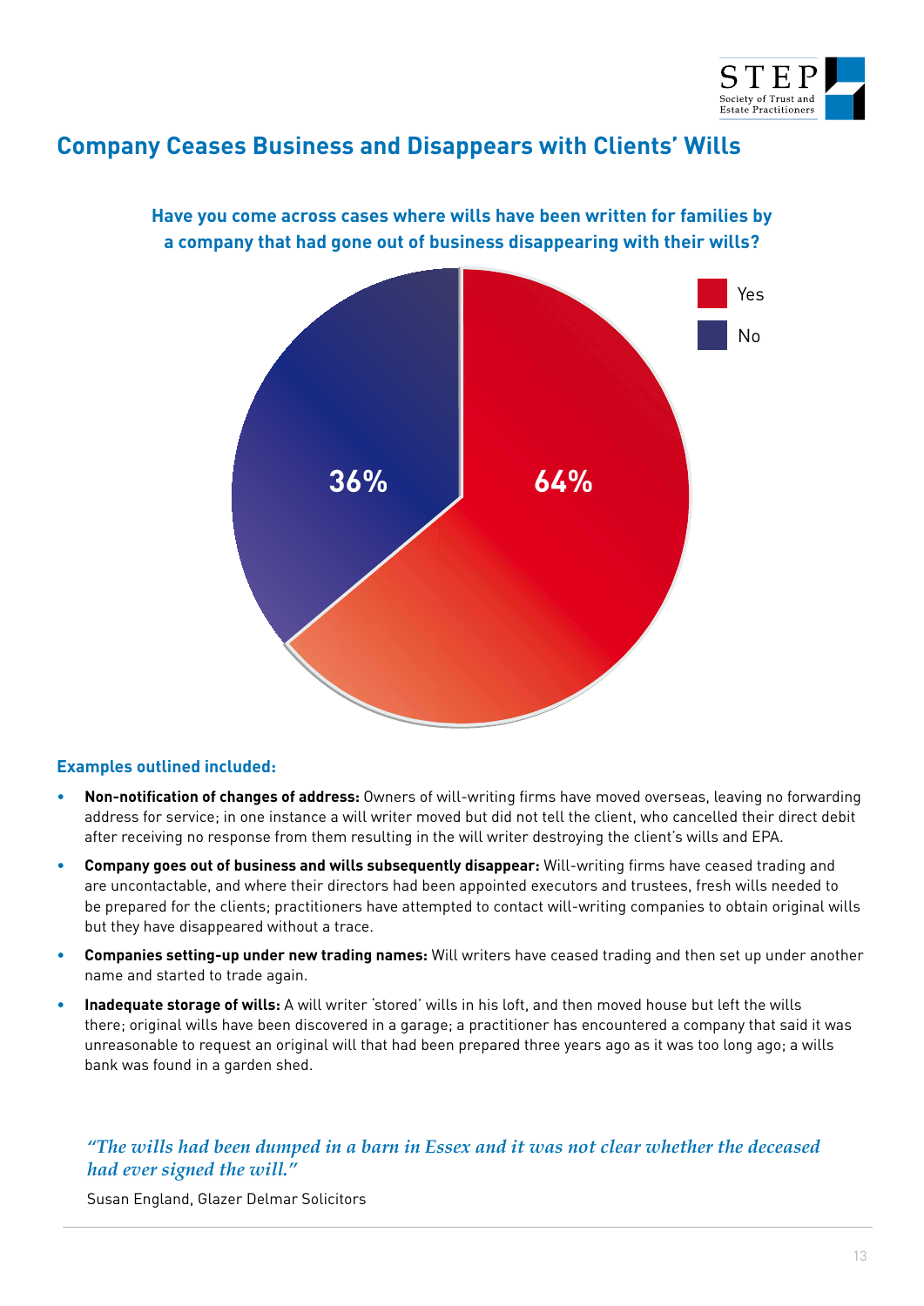## Company Ceases Business and Disappears with Clients' Wills

**Have you come across cases where wills have been written for families by a company that had gone out of business disappearing with their wills?**

Yes: 64%
No: 36%

**Examples outlined included:**

- **Non-notification of changes of address:** Owners of will-writing firms have moved overseas, leaving no forwarding address for service; in one instance a will writer moved but did not tell the client, who cancelled their direct debit after receiving no response from them resulting in the will writer destroying the client's wills and EPA.
- **Company goes out of business and wills subsequently disappear:** Will-writing firms have ceased trading and are uncontactable, and where their directors had been appointed executors and trustees, fresh wills needed to be prepared for the clients; practitioners have attempted to contact will-writing companies to obtain original wills but they have disappeared without a trace.
- **Companies setting-up under new trading names:** Will writers have ceased trading and then set up under another name and started to trade again.
- **Inadequate storage of wills:** A will writer 'stored' wills in his loft, and then moved house but left the wills there; original wills have been discovered in a garage; a practitioner has encountered a company that said it was unreasonable to request an original will that had been prepared three years ago as it was too long ago; a wills bank was found in a garden shed.

*"The wills had been dumped in a barn in Essex and it was not clear whether the deceased had ever signed the will."*

Susan England, Glazer Delmar Solicitors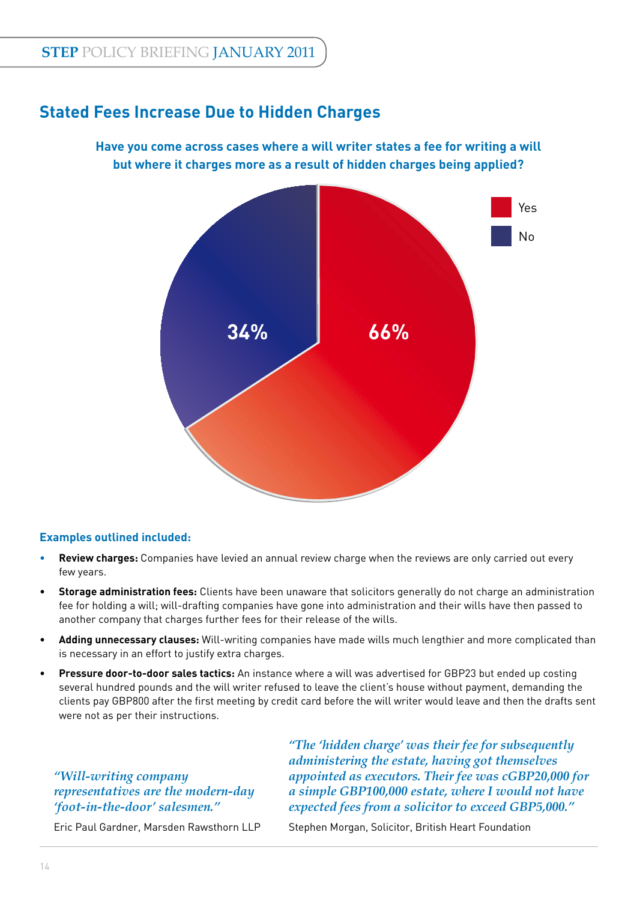## Stated Fees Increase Due to Hidden Charges

**Have you come across cases where a will writer states a fee for writing a will but where it charges more as a result of hidden charges being applied?**

| Response | Percentage |
|---|---|
| Yes | 66% |
| No | 34% |

**Examples outlined included:**

- **Review charges:** Companies have levied an annual review charge when the reviews are only carried out every few years.
- **Storage administration fees:** Clients have been unaware that solicitors generally do not charge an administration fee for holding a will; will-drafting companies have gone into administration and their wills have then passed to another company that charges further fees for their release of the wills.
- **Adding unnecessary clauses:** Will-writing companies have made wills much lengthier and more complicated than is necessary in an effort to justify extra charges.
- **Pressure door-to-door sales tactics:** An instance where a will was advertised for GBP23 but ended up costing several hundred pounds and the will writer refused to leave the client's house without payment, demanding the clients pay GBP800 after the first meeting by credit card before the will writer would leave and then the drafts sent were not as per their instructions.

*"Will-writing company representatives are the modern-day 'foot-in-the-door' salesmen."*

Eric Paul Gardner, Marsden Rawsthorn LLP

*"The 'hidden charge' was their fee for subsequently administering the estate, having got themselves appointed as executors. Their fee was cGBP20,000 for a simple GBP100,000 estate, where I would not have expected fees from a solicitor to exceed GBP5,000."*

Stephen Morgan, Solicitor, British Heart Foundation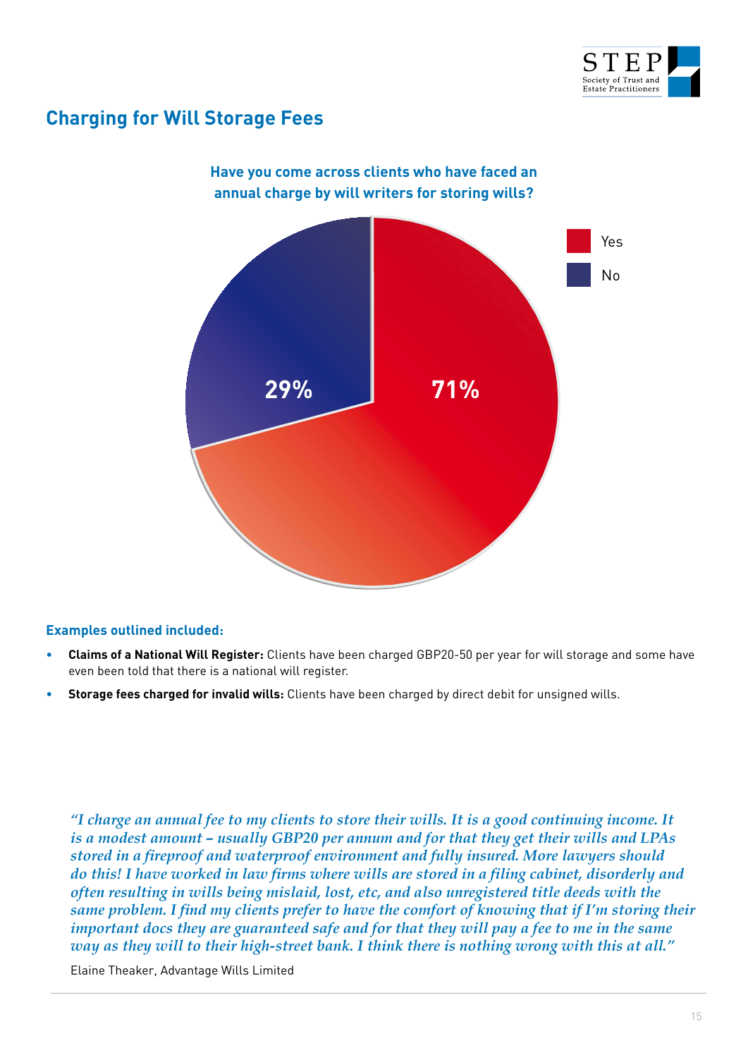## Charging for Will Storage Fees

**Have you come across clients who have faced an annual charge by will writers for storing wills?**

| Response | Percentage |
| --- | --- |
| Yes | 71% |
| No | 29% |

**Examples outlined included:**

- **Claims of a National Will Register:** Clients have been charged GBP20-50 per year for will storage and some have even been told that there is a national will register.
- **Storage fees charged for invalid wills:** Clients have been charged by direct debit for unsigned wills.

*"I charge an annual fee to my clients to store their wills. It is a good continuing income. It is a modest amount – usually GBP20 per annum and for that they get their wills and LPAs stored in a fireproof and waterproof environment and fully insured. More lawyers should do this! I have worked in law firms where wills are stored in a filing cabinet, disorderly and often resulting in wills being mislaid, lost, etc, and also unregistered title deeds with the same problem. I find my clients prefer to have the comfort of knowing that if I'm storing their important docs they are guaranteed safe and for that they will pay a fee to me in the same way as they will to their high-street bank. I think there is nothing wrong with this at all."*

Elaine Theaker, Advantage Wills Limited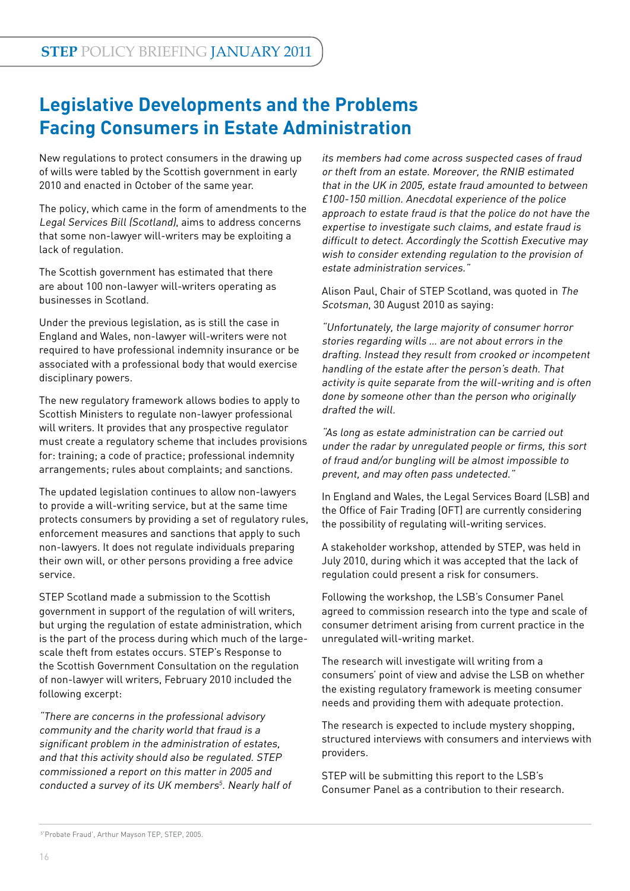# Legislative Developments and the Problems Facing Consumers in Estate Administration

New regulations to protect consumers in the drawing up of wills were tabled by the Scottish government in early 2010 and enacted in October of the same year.

The policy, which came in the form of amendments to the *Legal Services Bill (Scotland)*, aims to address concerns that some non-lawyer will-writers may be exploiting a lack of regulation.

The Scottish government has estimated that there are about 100 non-lawyer will-writers operating as businesses in Scotland.

Under the previous legislation, as is still the case in England and Wales, non-lawyer will-writers were not required to have professional indemnity insurance or be associated with a professional body that would exercise disciplinary powers.

The new regulatory framework allows bodies to apply to Scottish Ministers to regulate non-lawyer professional will writers. It provides that any prospective regulator must create a regulatory scheme that includes provisions for: training; a code of practice; professional indemnity arrangements; rules about complaints; and sanctions.

The updated legislation continues to allow non-lawyers to provide a will-writing service, but at the same time protects consumers by providing a set of regulatory rules, enforcement measures and sanctions that apply to such non-lawyers. It does not regulate individuals preparing their own will, or other persons providing a free advice service.

STEP Scotland made a submission to the Scottish government in support of the regulation of will writers, but urging the regulation of estate administration, which is the part of the process during which much of the large-scale theft from estates occurs. STEP's Response to the Scottish Government Consultation on the regulation of non-lawyer will writers, February 2010 included the following excerpt:

*"There are concerns in the professional advisory community and the charity world that fraud is a significant problem in the administration of estates, and that this activity should also be regulated. STEP commissioned a report on this matter in 2005 and conducted a survey of its UK members[5]. Nearly half of its members had come across suspected cases of fraud or theft from an estate. Moreover, the RNIB estimated that in the UK in 2005, estate fraud amounted to between £100-150 million. Anecdotal experience of the police approach to estate fraud is that the police do not have the expertise to investigate such claims, and estate fraud is difficult to detect. Accordingly the Scottish Executive may wish to consider extending regulation to the provision of estate administration services."*

Alison Paul, Chair of STEP Scotland, was quoted in *The Scotsman*, 30 August 2010 as saying:

*"Unfortunately, the large majority of consumer horror stories regarding wills ... are not about errors in the drafting. Instead they result from crooked or incompetent handling of the estate after the person's death. That activity is quite separate from the will-writing and is often done by someone other than the person who originally drafted the will.*

*"As long as estate administration can be carried out under the radar by unregulated people or firms, this sort of fraud and/or bungling will be almost impossible to prevent, and may often pass undetected."*

In England and Wales, the Legal Services Board (LSB) and the Office of Fair Trading (OFT) are currently considering the possibility of regulating will-writing services.

A stakeholder workshop, attended by STEP, was held in July 2010, during which it was accepted that the lack of regulation could present a risk for consumers.

Following the workshop, the LSB's Consumer Panel agreed to commission research into the type and scale of consumer detriment arising from current practice in the unregulated will-writing market.

The research will investigate will writing from a consumers' point of view and advise the LSB on whether the existing regulatory framework is meeting consumer needs and providing them with adequate protection.

The research is expected to include mystery shopping, structured interviews with consumers and interviews with providers.

STEP will be submitting this report to the LSB's Consumer Panel as a contribution to their research.

[5] 'Probate Fraud', Arthur Mayson TEP, STEP, 2005.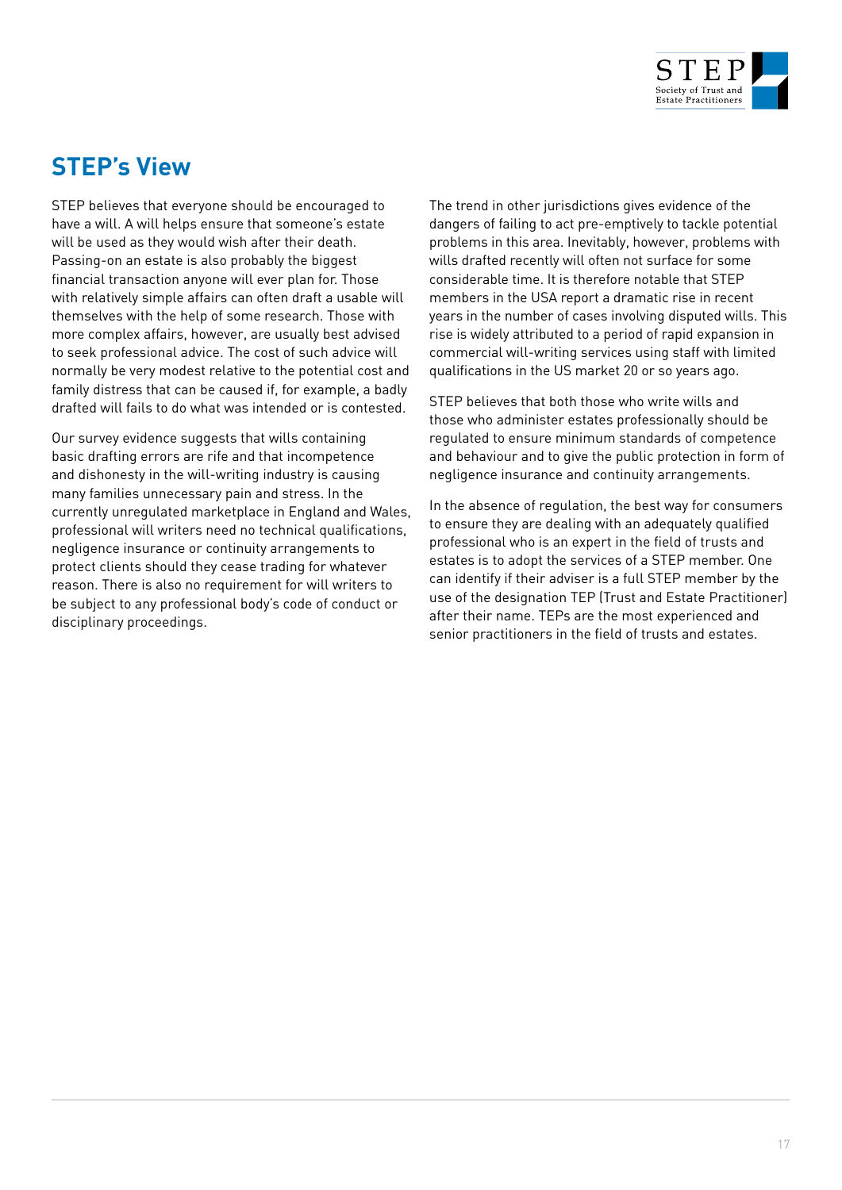## STEP's View

STEP believes that everyone should be encouraged to have a will. A will helps ensure that someone's estate will be used as they would wish after their death. Passing-on an estate is also probably the biggest financial transaction anyone will ever plan for. Those with relatively simple affairs can often draft a usable will themselves with the help of some research. Those with more complex affairs, however, are usually best advised to seek professional advice. The cost of such advice will normally be very modest relative to the potential cost and family distress that can be caused if, for example, a badly drafted will fails to do what was intended or is contested.

Our survey evidence suggests that wills containing basic drafting errors are rife and that incompetence and dishonesty in the will-writing industry is causing many families unnecessary pain and stress. In the currently unregulated marketplace in England and Wales, professional will writers need no technical qualifications, negligence insurance or continuity arrangements to protect clients should they cease trading for whatever reason. There is also no requirement for will writers to be subject to any professional body's code of conduct or disciplinary proceedings.

The trend in other jurisdictions gives evidence of the dangers of failing to act pre-emptively to tackle potential problems in this area. Inevitably, however, problems with wills drafted recently will often not surface for some considerable time. It is therefore notable that STEP members in the USA report a dramatic rise in recent years in the number of cases involving disputed wills. This rise is widely attributed to a period of rapid expansion in commercial will-writing services using staff with limited qualifications in the US market 20 or so years ago.

STEP believes that both those who write wills and those who administer estates professionally should be regulated to ensure minimum standards of competence and behaviour and to give the public protection in form of negligence insurance and continuity arrangements.

In the absence of regulation, the best way for consumers to ensure they are dealing with an adequately qualified professional who is an expert in the field of trusts and estates is to adopt the services of a STEP member. One can identify if their adviser is a full STEP member by the use of the designation TEP (Trust and Estate Practitioner) after their name. TEPs are the most experienced and senior practitioners in the field of trusts and estates.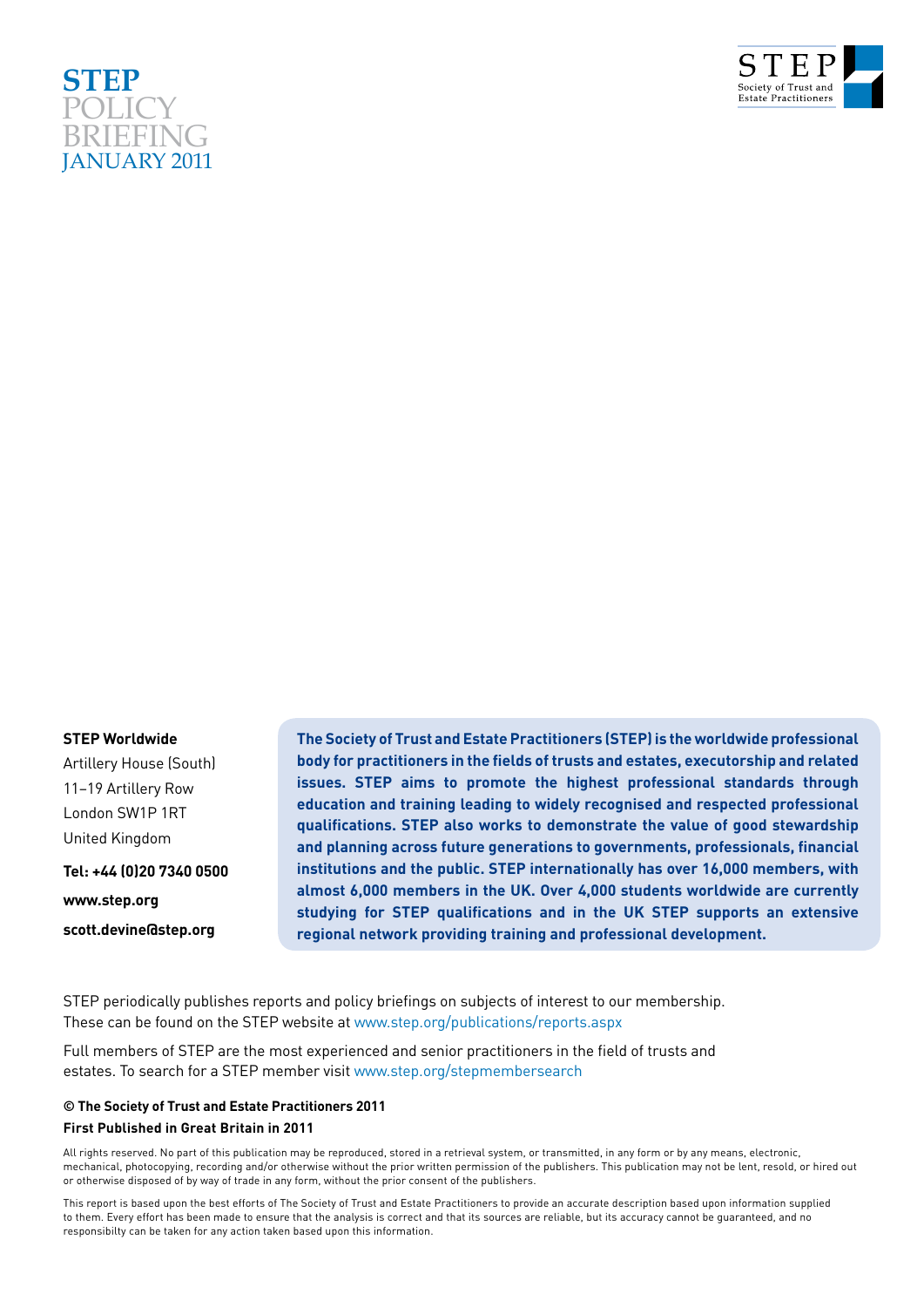# STEP POLICY BRIEFING JANUARY 2011

STEP
Society of Trust and Estate Practitioners

**STEP Worldwide**

Artillery House (South)
11–19 Artillery Row
London SW1P 1RT
United Kingdom

**Tel: +44 (0)20 7340 0500**

**www.step.org**

**scott.devine@step.org**

**The Society of Trust and Estate Practitioners (STEP) is the worldwide professional body for practitioners in the fields of trusts and estates, executorship and related issues. STEP aims to promote the highest professional standards through education and training leading to widely recognised and respected professional qualifications. STEP also works to demonstrate the value of good stewardship and planning across future generations to governments, professionals, financial institutions and the public. STEP internationally has over 16,000 members, with almost 6,000 members in the UK. Over 4,000 students worldwide are currently studying for STEP qualifications and in the UK STEP supports an extensive regional network providing training and professional development.**

STEP periodically publishes reports and policy briefings on subjects of interest to our membership. These can be found on the STEP website at www.step.org/publications/reports.aspx

Full members of STEP are the most experienced and senior practitioners in the field of trusts and estates. To search for a STEP member visit www.step.org/stepmembersearch

**© The Society of Trust and Estate Practitioners 2011**
**First Published in Great Britain in 2011**

All rights reserved. No part of this publication may be reproduced, stored in a retrieval system, or transmitted, in any form or by any means, electronic, mechanical, photocopying, recording and/or otherwise without the prior written permission of the publishers. This publication may not be lent, resold, or hired out or otherwise disposed of by way of trade in any form, without the prior consent of the publishers.

This report is based upon the best efforts of The Society of Trust and Estate Practitioners to provide an accurate description based upon information supplied to them. Every effort has been made to ensure that the analysis is correct and that its sources are reliable, but its accuracy cannot be guaranteed, and no responsibilty can be taken for any action taken based upon this information.